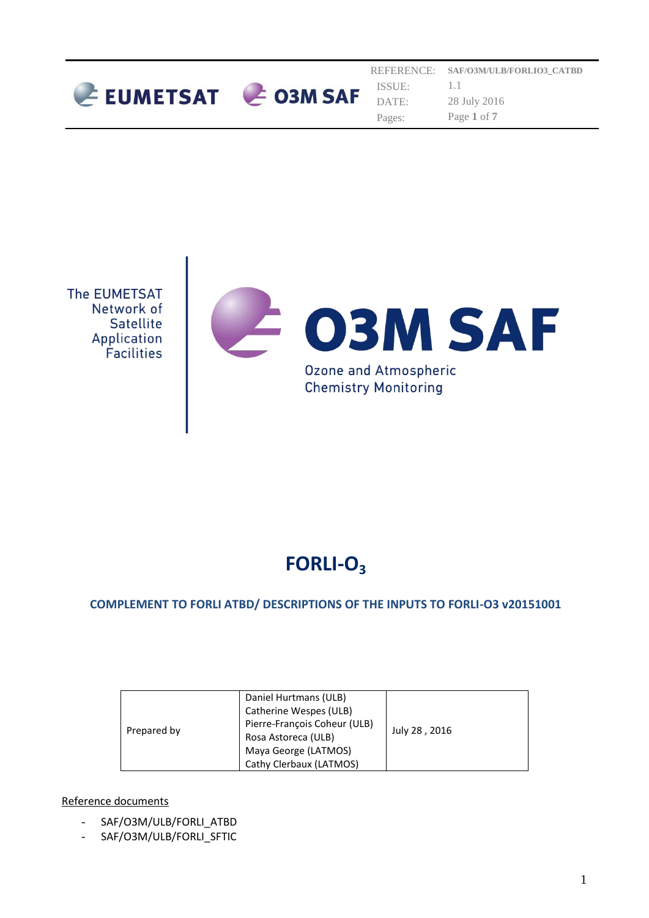| REFERENCE: | SAF/O3M/ULB/FORLIO3_CATBD |
| --- | --- |
| ISSUE: | 1.1 |
| DATE: | 28 July 2016 |
| Pages: | Page 1 of 7 |

The EUMETSAT Network of Satellite Application Facilities

# O3M SAF

Ozone and Atmospheric Chemistry Monitoring

# FORLI-$O_3$

## COMPLEMENT TO FORLI ATBD/ DESCRIPTIONS OF THE INPUTS TO FORLI-O3 v20151001

| Prepared by | Daniel Hurtmans (ULB)<br>Catherine Wespes (ULB)<br>Pierre-François Coheur (ULB)<br>Rosa Astoreca (ULB)<br>Maya George (LATMOS)<br>Cathy Clerbaux (LATMOS) | July 28 , 2016 |
| --- | --- | --- |

Reference documents

- SAF/O3M/ULB/FORLI_ATBD
- SAF/O3M/ULB/FORLI_SFTIC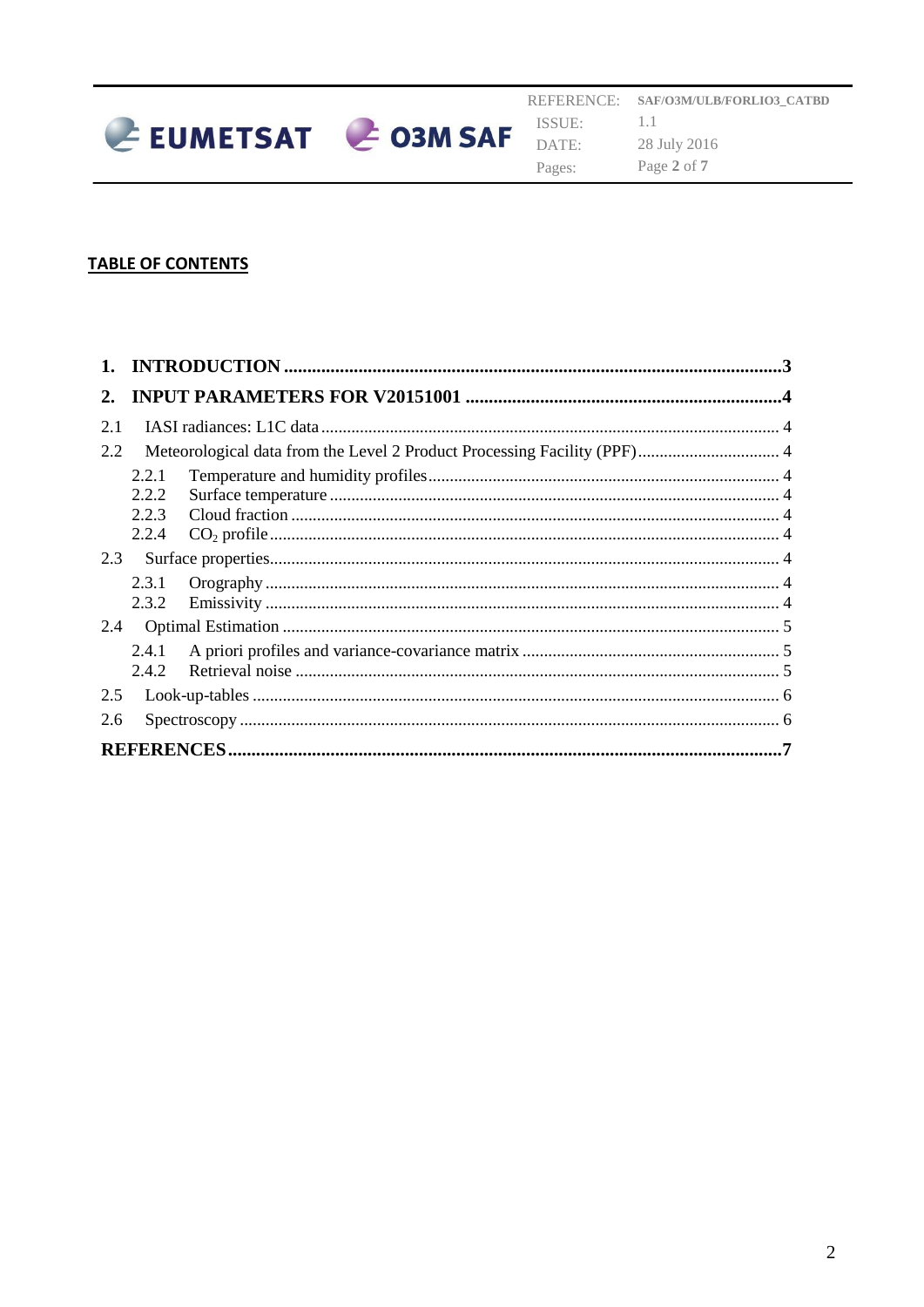## TABLE OF CONTENTS

**1. INTRODUCTION ....................................................................................................3**

**2. INPUT PARAMETERS FOR V20151001 .....................................................................4**

2.1 IASI radiances: L1C data ........................................................................................ 4

2.2 Meteorological data from the Level 2 Product Processing Facility (PPF) .............................. 4

- 2.2.1 Temperature and humidity profiles ......................................................................... 4
- 2.2.2 Surface temperature ................................................................................................ 4
- 2.2.3 Cloud fraction ......................................................................................................... 4
- 2.2.4 $CO_2$ profile ........................................................................................................... 4

2.3 Surface properties....................................................................................................... 4

- 2.3.1 Orography ............................................................................................................... 4
- 2.3.2 Emissivity ............................................................................................................... 4

2.4 Optimal Estimation ..................................................................................................... 5

- 2.4.1 A priori profiles and variance-covariance matrix ........................................................ 5
- 2.4.2 Retrieval noise ......................................................................................................... 5

2.5 Look-up-tables ............................................................................................................ 6

2.6 Spectroscopy ............................................................................................................... 6

**REFERENCES ..........................................................................................................7**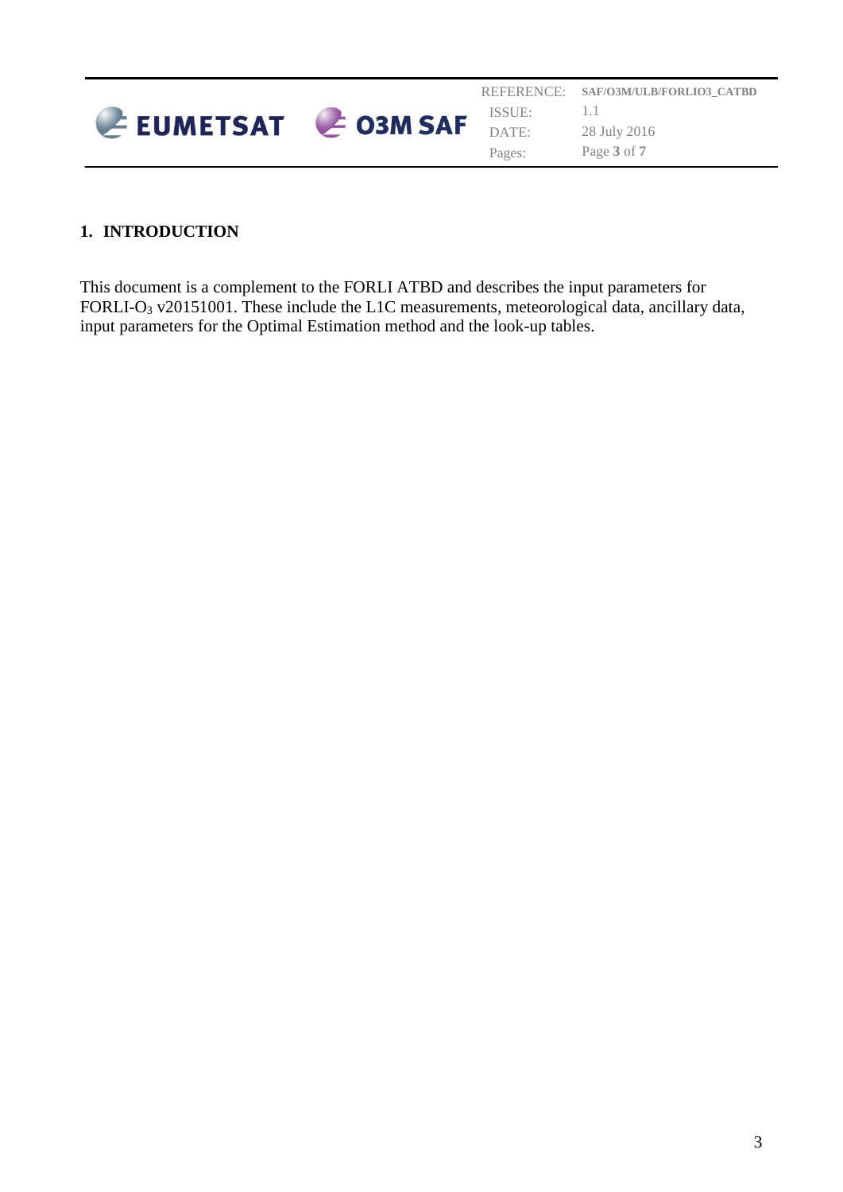# 1. INTRODUCTION

This document is a complement to the FORLI ATBD and describes the input parameters for FORLI-$O_3$ v20151001. These include the L1C measurements, meteorological data, ancillary data, input parameters for the Optimal Estimation method and the look-up tables.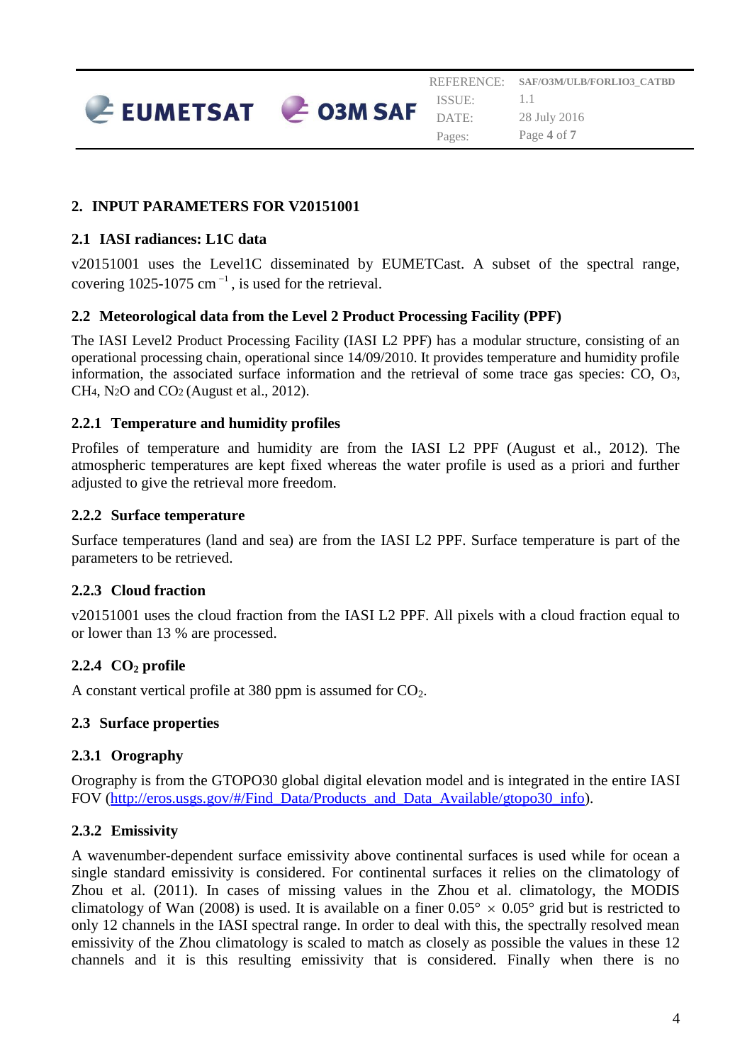# 2. INPUT PARAMETERS FOR V20151001

## 2.1 IASI radiances: L1C data

v20151001 uses the Level1C disseminated by EUMETCast. A subset of the spectral range, covering 1025-1075 $cm^{-1}$, is used for the retrieval.

## 2.2 Meteorological data from the Level 2 Product Processing Facility (PPF)

The IASI Level2 Product Processing Facility (IASI L2 PPF) has a modular structure, consisting of an operational processing chain, operational since 14/09/2010. It provides temperature and humidity profile information, the associated surface information and the retrieval of some trace gas species: CO, $O_3$, $CH_4$, $N_2O$ and $CO_2$ (August et al., 2012).

### 2.2.1 Temperature and humidity profiles

Profiles of temperature and humidity are from the IASI L2 PPF (August et al., 2012). The atmospheric temperatures are kept fixed whereas the water profile is used as a priori and further adjusted to give the retrieval more freedom.

### 2.2.2 Surface temperature

Surface temperatures (land and sea) are from the IASI L2 PPF. Surface temperature is part of the parameters to be retrieved.

### 2.2.3 Cloud fraction

v20151001 uses the cloud fraction from the IASI L2 PPF. All pixels with a cloud fraction equal to or lower than 13 % are processed.

### 2.2.4 $CO_2$ profile

A constant vertical profile at 380 ppm is assumed for $CO_2$.

## 2.3 Surface properties

### 2.3.1 Orography

Orography is from the GTOPO30 global digital elevation model and is integrated in the entire IASI FOV (http://eros.usgs.gov/#/Find_Data/Products_and_Data_Available/gtopo30_info).

### 2.3.2 Emissivity

A wavenumber-dependent surface emissivity above continental surfaces is used while for ocean a single standard emissivity is considered. For continental surfaces it relies on the climatology of Zhou et al. (2011). In cases of missing values in the Zhou et al. climatology, the MODIS climatology of Wan (2008) is used. It is available on a finer 0.05° $\times$ 0.05° grid but is restricted to only 12 channels in the IASI spectral range. In order to deal with this, the spectrally resolved mean emissivity of the Zhou climatology is scaled to match as closely as possible the values in these 12 channels and it is this resulting emissivity that is considered. Finally when there is no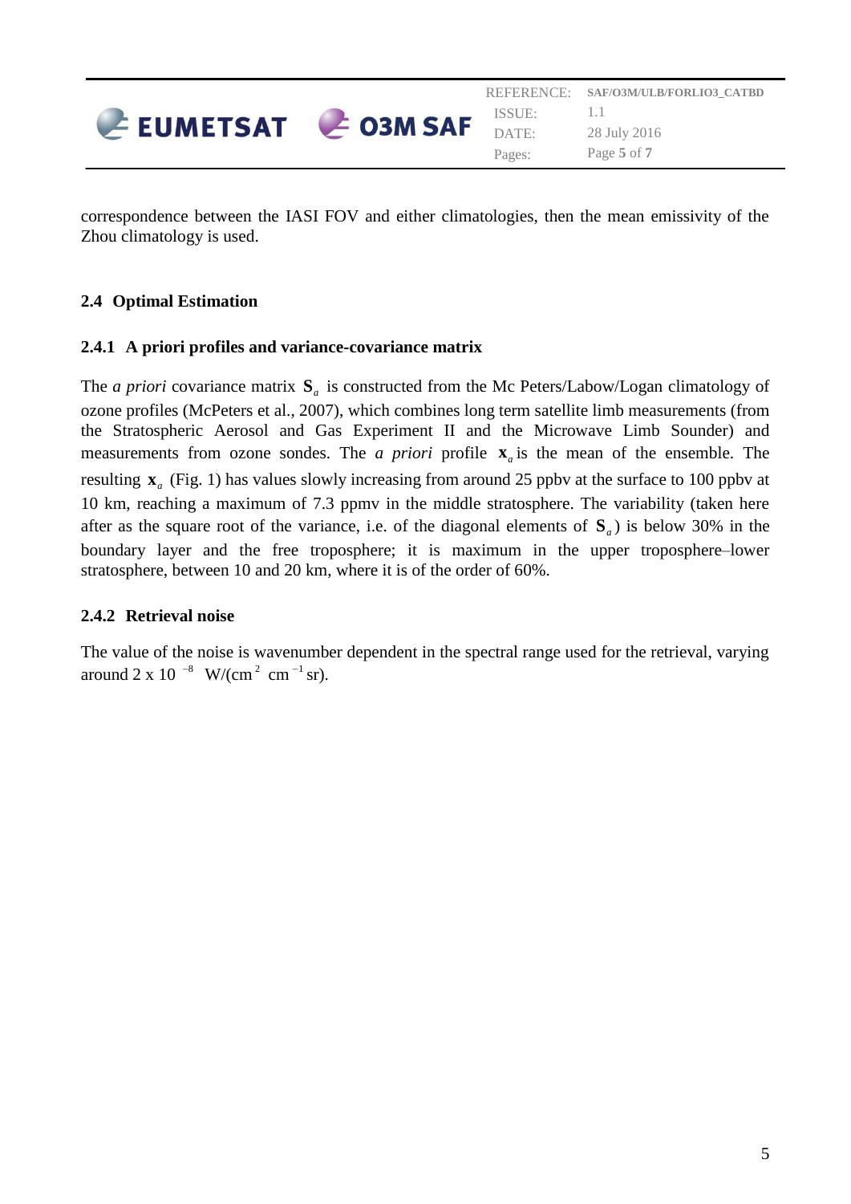correspondence between the IASI FOV and either climatologies, then the mean emissivity of the Zhou climatology is used.

## 2.4 Optimal Estimation

### 2.4.1 A priori profiles and variance-covariance matrix

The *a priori* covariance matrix $\mathbf{S}_a$ is constructed from the Mc Peters/Labow/Logan climatology of ozone profiles (McPeters et al., 2007), which combines long term satellite limb measurements (from the Stratospheric Aerosol and Gas Experiment II and the Microwave Limb Sounder) and measurements from ozone sondes. The *a priori* profile $\mathbf{x}_a$ is the mean of the ensemble. The resulting $\mathbf{x}_a$ (Fig. 1) has values slowly increasing from around 25 ppbv at the surface to 100 ppbv at 10 km, reaching a maximum of 7.3 ppmv in the middle stratosphere. The variability (taken here after as the square root of the variance, i.e. of the diagonal elements of $\mathbf{S}_a$) is below 30% in the boundary layer and the free troposphere; it is maximum in the upper troposphere–lower stratosphere, between 10 and 20 km, where it is of the order of 60%.

### 2.4.2 Retrieval noise

The value of the noise is wavenumber dependent in the spectral range used for the retrieval, varying around $2 \times 10^{-8}$ W/(cm$^{2}$ cm$^{-1}$ sr).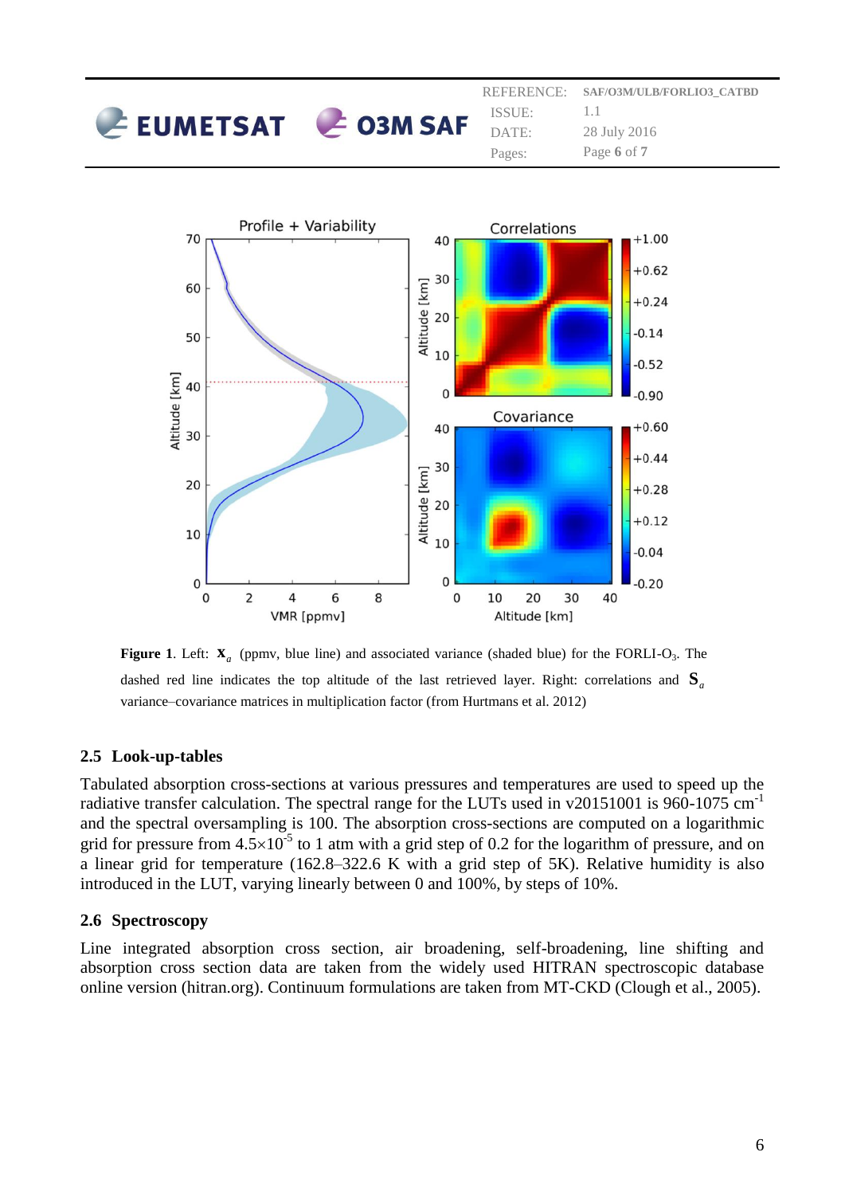**Figure 1**. Left: $\mathbf{x}_a$ (ppmv, blue line) and associated variance (shaded blue) for the FORLI-$O_3$. The dashed red line indicates the top altitude of the last retrieved layer. Right: correlations and $\mathbf{S}_a$ variance–covariance matrices in multiplication factor (from Hurtmans et al. 2012)

### 2.5 Look-up-tables

Tabulated absorption cross-sections at various pressures and temperatures are used to speed up the radiative transfer calculation. The spectral range for the LUTs used in v20151001 is 960-1075 $cm^{-1}$ and the spectral oversampling is 100. The absorption cross-sections are computed on a logarithmic grid for pressure from $4.5 \times 10^{-5}$ to 1 atm with a grid step of 0.2 for the logarithm of pressure, and on a linear grid for temperature (162.8–322.6 K with a grid step of 5K). Relative humidity is also introduced in the LUT, varying linearly between 0 and 100%, by steps of 10%.

### 2.6 Spectroscopy

Line integrated absorption cross section, air broadening, self-broadening, line shifting and absorption cross section data are taken from the widely used HITRAN spectroscopic database online version (hitran.org). Continuum formulations are taken from MT-CKD (Clough et al., 2005).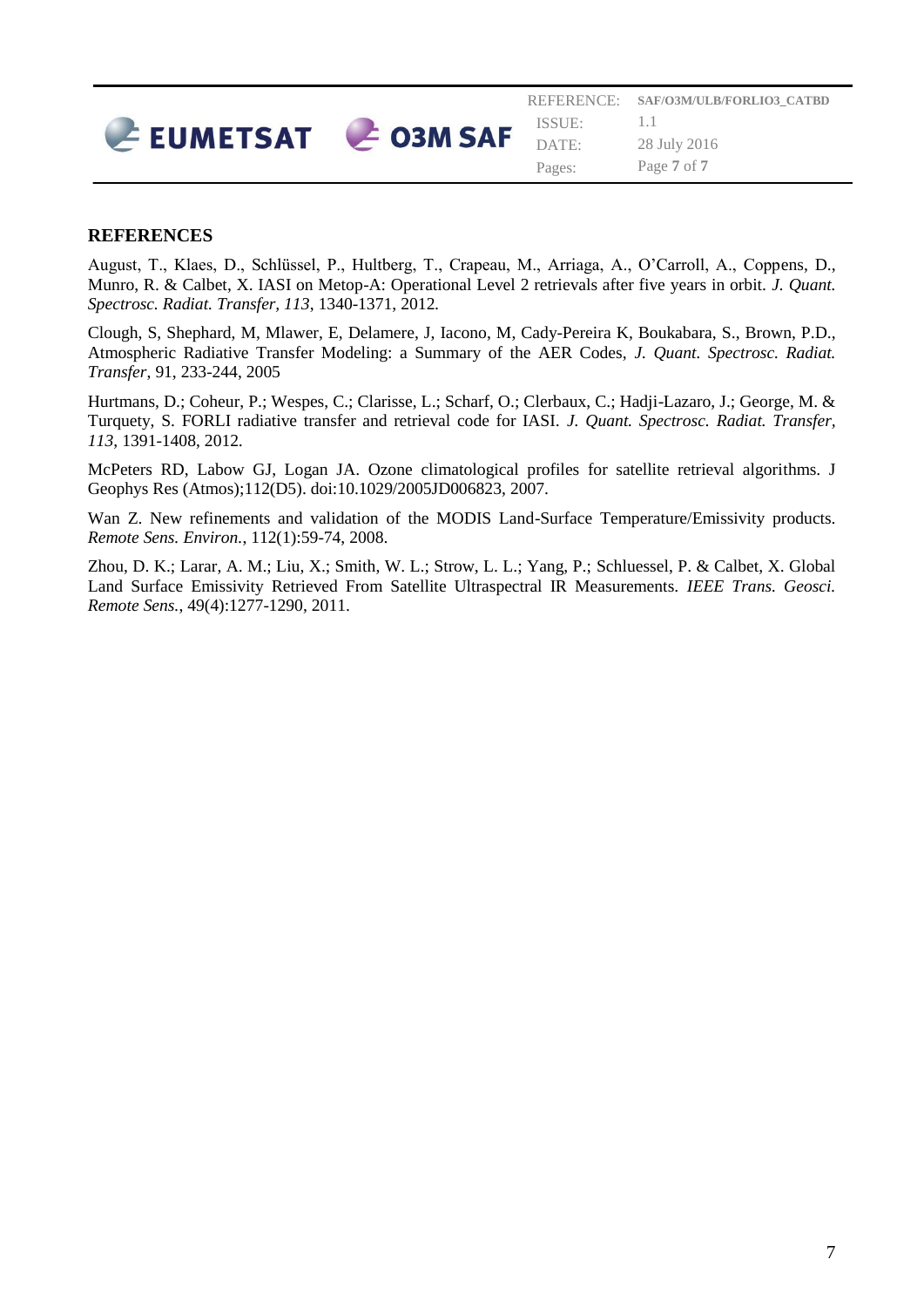## REFERENCES

August, T., Klaes, D., Schlüssel, P., Hultberg, T., Crapeau, M., Arriaga, A., O'Carroll, A., Coppens, D., Munro, R. & Calbet, X. IASI on Metop-A: Operational Level 2 retrievals after five years in orbit. *J. Quant. Spectrosc. Radiat. Transfer*, *113*, 1340-1371, 2012.

Clough, S, Shephard, M, Mlawer, E, Delamere, J, Iacono, M, Cady-Pereira K, Boukabara, S., Brown, P.D., Atmospheric Radiative Transfer Modeling: a Summary of the AER Codes, *J. Quant. Spectrosc. Radiat. Transfer*, 91, 233-244, 2005

Hurtmans, D.; Coheur, P.; Wespes, C.; Clarisse, L.; Scharf, O.; Clerbaux, C.; Hadji-Lazaro, J.; George, M. & Turquety, S. FORLI radiative transfer and retrieval code for IASI. *J. Quant. Spectrosc. Radiat. Transfer*, *113*, 1391-1408, 2012.

McPeters RD, Labow GJ, Logan JA. Ozone climatological profiles for satellite retrieval algorithms. J Geophys Res (Atmos);112(D5). doi:10.1029/2005JD006823, 2007.

Wan Z. New refinements and validation of the MODIS Land-Surface Temperature/Emissivity products. *Remote Sens. Environ.*, 112(1):59-74, 2008.

Zhou, D. K.; Larar, A. M.; Liu, X.; Smith, W. L.; Strow, L. L.; Yang, P.; Schluessel, P. & Calbet, X. Global Land Surface Emissivity Retrieved From Satellite Ultraspectral IR Measurements. *IEEE Trans. Geosci. Remote Sens.*, 49(4):1277-1290, 2011.